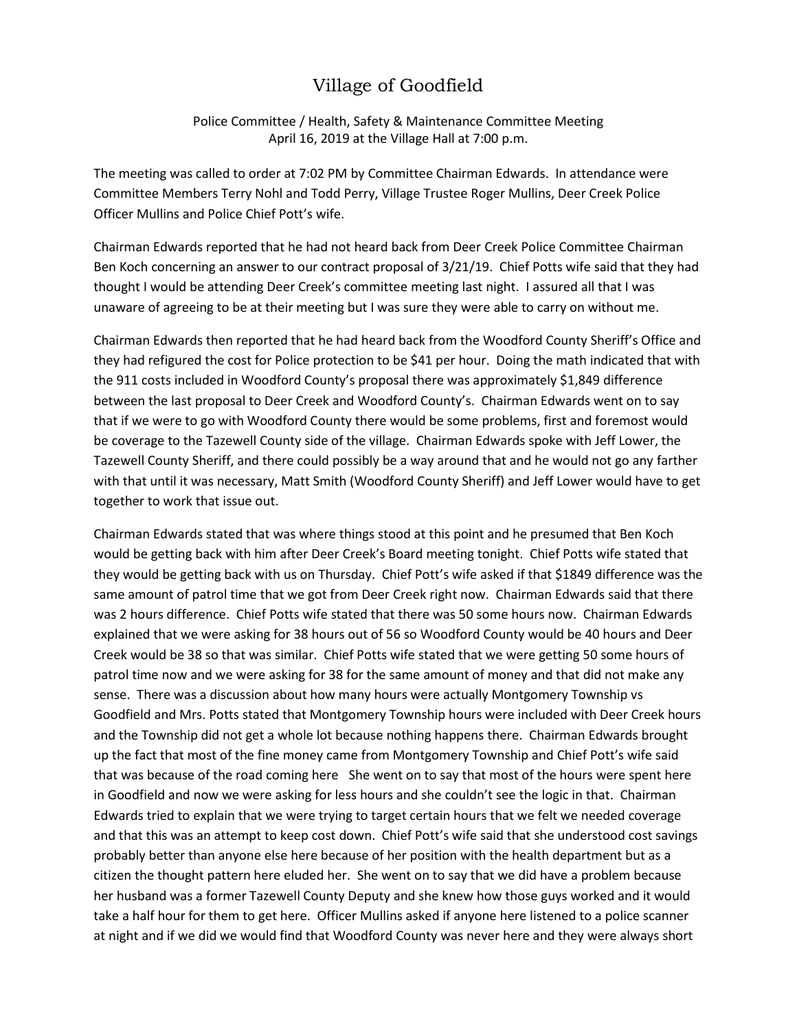# Village of Goodfield

Police Committee / Health, Safety & Maintenance Committee Meeting
April 16, 2019 at the Village Hall at 7:00 p.m.

The meeting was called to order at 7:02 PM by Committee Chairman Edwards. In attendance were Committee Members Terry Nohl and Todd Perry, Village Trustee Roger Mullins, Deer Creek Police Officer Mullins and Police Chief Pott's wife.

Chairman Edwards reported that he had not heard back from Deer Creek Police Committee Chairman Ben Koch concerning an answer to our contract proposal of 3/21/19. Chief Potts wife said that they had thought I would be attending Deer Creek's committee meeting last night. I assured all that I was unaware of agreeing to be at their meeting but I was sure they were able to carry on without me.

Chairman Edwards then reported that he had heard back from the Woodford County Sheriff's Office and they had refigured the cost for Police protection to be $41 per hour. Doing the math indicated that with the 911 costs included in Woodford County's proposal there was approximately $1,849 difference between the last proposal to Deer Creek and Woodford County's. Chairman Edwards went on to say that if we were to go with Woodford County there would be some problems, first and foremost would be coverage to the Tazewell County side of the village. Chairman Edwards spoke with Jeff Lower, the Tazewell County Sheriff, and there could possibly be a way around that and he would not go any farther with that until it was necessary, Matt Smith (Woodford County Sheriff) and Jeff Lower would have to get together to work that issue out.

Chairman Edwards stated that was where things stood at this point and he presumed that Ben Koch would be getting back with him after Deer Creek's Board meeting tonight. Chief Potts wife stated that they would be getting back with us on Thursday. Chief Pott's wife asked if that $1849 difference was the same amount of patrol time that we got from Deer Creek right now. Chairman Edwards said that there was 2 hours difference. Chief Potts wife stated that there was 50 some hours now. Chairman Edwards explained that we were asking for 38 hours out of 56 so Woodford County would be 40 hours and Deer Creek would be 38 so that was similar. Chief Potts wife stated that we were getting 50 some hours of patrol time now and we were asking for 38 for the same amount of money and that did not make any sense. There was a discussion about how many hours were actually Montgomery Township vs Goodfield and Mrs. Potts stated that Montgomery Township hours were included with Deer Creek hours and the Township did not get a whole lot because nothing happens there. Chairman Edwards brought up the fact that most of the fine money came from Montgomery Township and Chief Pott's wife said that was because of the road coming here She went on to say that most of the hours were spent here in Goodfield and now we were asking for less hours and she couldn't see the logic in that. Chairman Edwards tried to explain that we were trying to target certain hours that we felt we needed coverage and that this was an attempt to keep cost down. Chief Pott's wife said that she understood cost savings probably better than anyone else here because of her position with the health department but as a citizen the thought pattern here eluded her. She went on to say that we did have a problem because her husband was a former Tazewell County Deputy and she knew how those guys worked and it would take a half hour for them to get here. Officer Mullins asked if anyone here listened to a police scanner at night and if we did we would find that Woodford County was never here and they were always short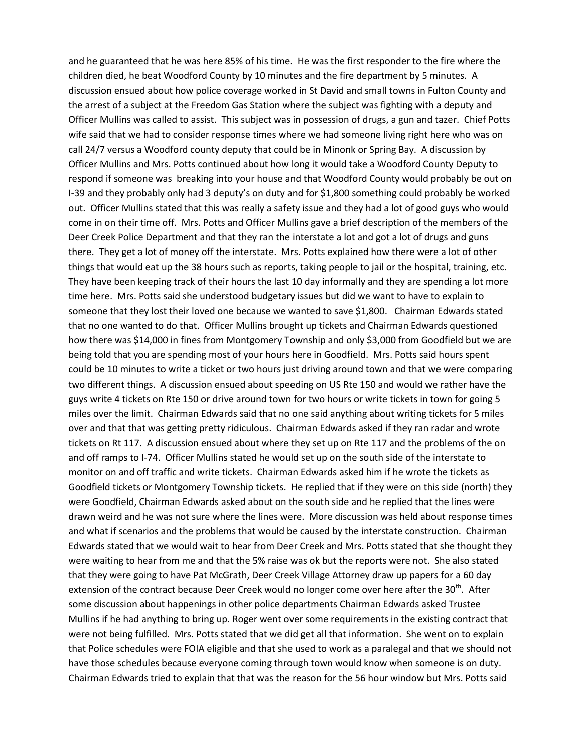and he guaranteed that he was here 85% of his time. He was the first responder to the fire where the children died, he beat Woodford County by 10 minutes and the fire department by 5 minutes. A discussion ensued about how police coverage worked in St David and small towns in Fulton County and the arrest of a subject at the Freedom Gas Station where the subject was fighting with a deputy and Officer Mullins was called to assist. This subject was in possession of drugs, a gun and tazer. Chief Potts wife said that we had to consider response times where we had someone living right here who was on call 24/7 versus a Woodford county deputy that could be in Minonk or Spring Bay. A discussion by Officer Mullins and Mrs. Potts continued about how long it would take a Woodford County Deputy to respond if someone was breaking into your house and that Woodford County would probably be out on I-39 and they probably only had 3 deputy's on duty and for $1,800 something could probably be worked out. Officer Mullins stated that this was really a safety issue and they had a lot of good guys who would come in on their time off. Mrs. Potts and Officer Mullins gave a brief description of the members of the Deer Creek Police Department and that they ran the interstate a lot and got a lot of drugs and guns there. They get a lot of money off the interstate. Mrs. Potts explained how there were a lot of other things that would eat up the 38 hours such as reports, taking people to jail or the hospital, training, etc. They have been keeping track of their hours the last 10 day informally and they are spending a lot more time here. Mrs. Potts said she understood budgetary issues but did we want to have to explain to someone that they lost their loved one because we wanted to save $1,800. Chairman Edwards stated that no one wanted to do that. Officer Mullins brought up tickets and Chairman Edwards questioned how there was $14,000 in fines from Montgomery Township and only $3,000 from Goodfield but we are being told that you are spending most of your hours here in Goodfield. Mrs. Potts said hours spent could be 10 minutes to write a ticket or two hours just driving around town and that we were comparing two different things. A discussion ensued about speeding on US Rte 150 and would we rather have the guys write 4 tickets on Rte 150 or drive around town for two hours or write tickets in town for going 5 miles over the limit. Chairman Edwards said that no one said anything about writing tickets for 5 miles over and that that was getting pretty ridiculous. Chairman Edwards asked if they ran radar and wrote tickets on Rt 117. A discussion ensued about where they set up on Rte 117 and the problems of the on and off ramps to I-74. Officer Mullins stated he would set up on the south side of the interstate to monitor on and off traffic and write tickets. Chairman Edwards asked him if he wrote the tickets as Goodfield tickets or Montgomery Township tickets. He replied that if they were on this side (north) they were Goodfield, Chairman Edwards asked about on the south side and he replied that the lines were drawn weird and he was not sure where the lines were. More discussion was held about response times and what if scenarios and the problems that would be caused by the interstate construction. Chairman Edwards stated that we would wait to hear from Deer Creek and Mrs. Potts stated that she thought they were waiting to hear from me and that the 5% raise was ok but the reports were not. She also stated that they were going to have Pat McGrath, Deer Creek Village Attorney draw up papers for a 60 day extension of the contract because Deer Creek would no longer come over here after the 30th. After some discussion about happenings in other police departments Chairman Edwards asked Trustee Mullins if he had anything to bring up. Roger went over some requirements in the existing contract that were not being fulfilled. Mrs. Potts stated that we did get all that information. She went on to explain that Police schedules were FOIA eligible and that she used to work as a paralegal and that we should not have those schedules because everyone coming through town would know when someone is on duty. Chairman Edwards tried to explain that that was the reason for the 56 hour window but Mrs. Potts said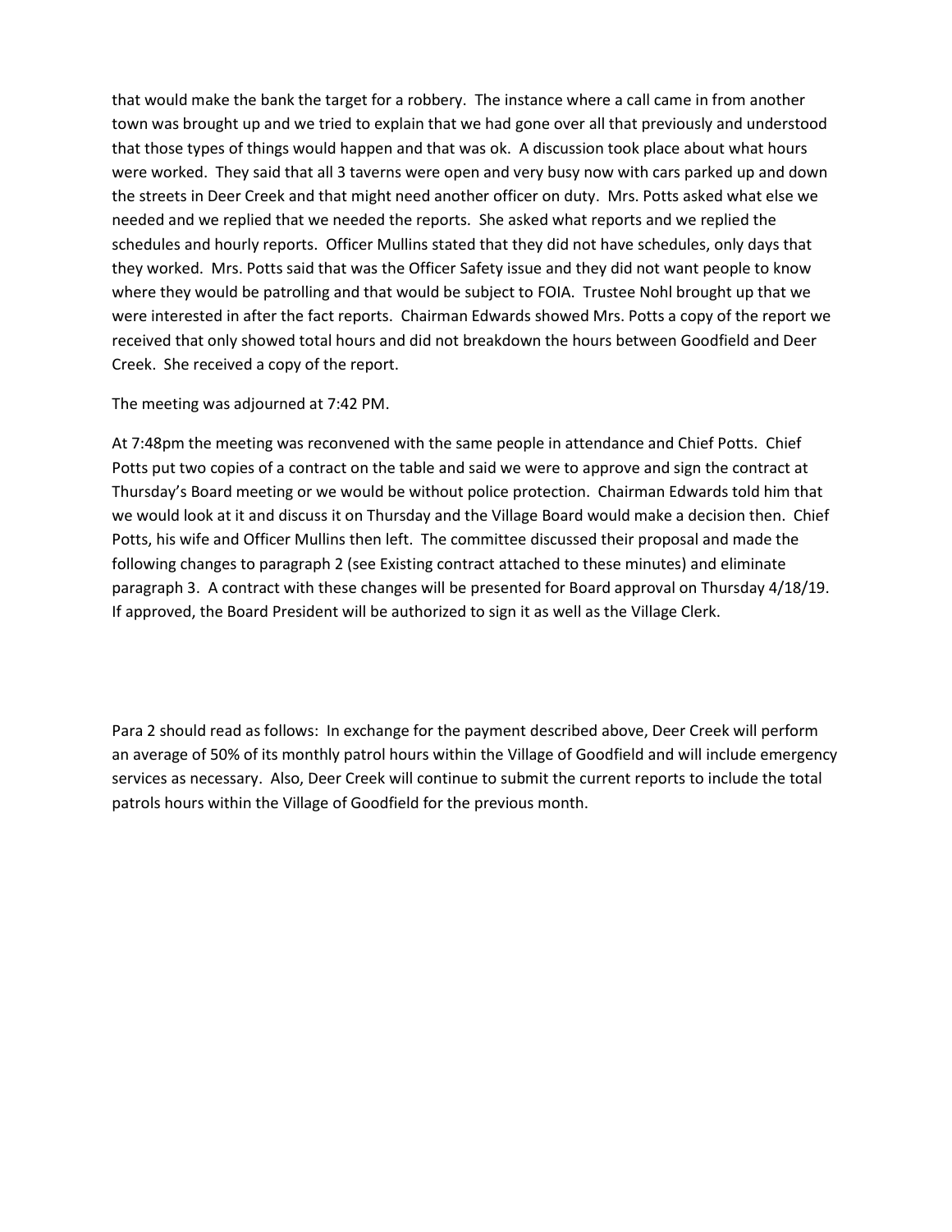that would make the bank the target for a robbery. The instance where a call came in from another town was brought up and we tried to explain that we had gone over all that previously and understood that those types of things would happen and that was ok. A discussion took place about what hours were worked. They said that all 3 taverns were open and very busy now with cars parked up and down the streets in Deer Creek and that might need another officer on duty. Mrs. Potts asked what else we needed and we replied that we needed the reports. She asked what reports and we replied the schedules and hourly reports. Officer Mullins stated that they did not have schedules, only days that they worked. Mrs. Potts said that was the Officer Safety issue and they did not want people to know where they would be patrolling and that would be subject to FOIA. Trustee Nohl brought up that we were interested in after the fact reports. Chairman Edwards showed Mrs. Potts a copy of the report we received that only showed total hours and did not breakdown the hours between Goodfield and Deer Creek. She received a copy of the report.

The meeting was adjourned at 7:42 PM.

At 7:48pm the meeting was reconvened with the same people in attendance and Chief Potts. Chief Potts put two copies of a contract on the table and said we were to approve and sign the contract at Thursday's Board meeting or we would be without police protection. Chairman Edwards told him that we would look at it and discuss it on Thursday and the Village Board would make a decision then. Chief Potts, his wife and Officer Mullins then left. The committee discussed their proposal and made the following changes to paragraph 2 (see Existing contract attached to these minutes) and eliminate paragraph 3. A contract with these changes will be presented for Board approval on Thursday 4/18/19. If approved, the Board President will be authorized to sign it as well as the Village Clerk.

Para 2 should read as follows: In exchange for the payment described above, Deer Creek will perform an average of 50% of its monthly patrol hours within the Village of Goodfield and will include emergency services as necessary. Also, Deer Creek will continue to submit the current reports to include the total patrols hours within the Village of Goodfield for the previous month.